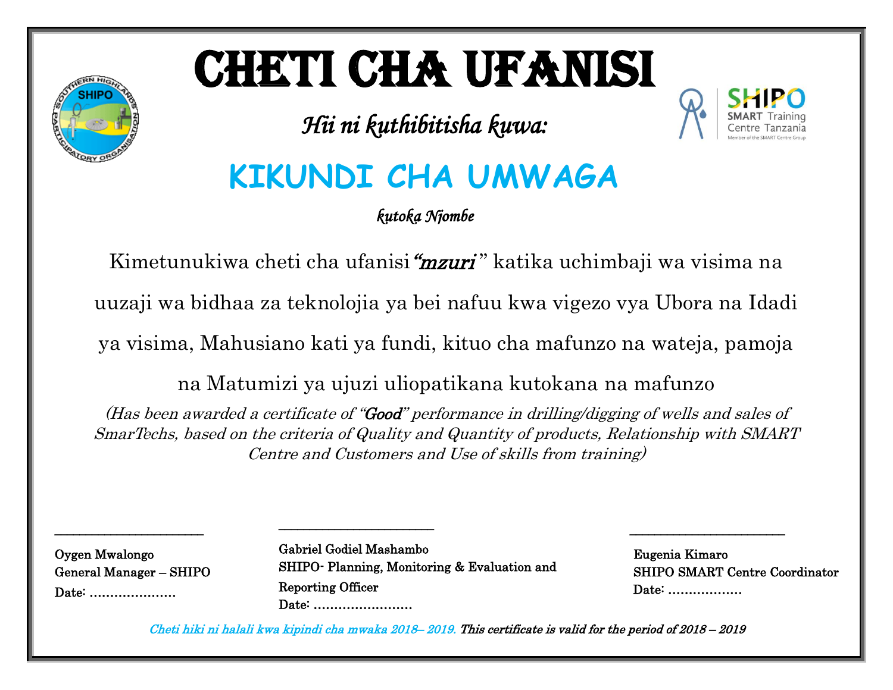# CHETI CHA UFANISI

*Hii ni kuthibitisha kuwa:*

## KIKUNDI CHA UMWAGA

*kutoka Njombe*

Kimetunukiwa cheti cha ufanisi *"mzuri"* katika uchimbaji wa visima na uuzaji wa bidhaa za teknolojia ya bei nafuu kwa vigezo vya Ubora na Idadi ya visima, Mahusiano kati ya fundi, kituo cha mafunzo na wateja, pamoja na Matumizi ya ujuzi uliopatikana kutokana na mafunzo

*(Has been awarded a certificate of "Good" performance in drilling/digging of wells and sales of SmarTechs, based on the criteria of Quality and Quantity of products, Relationship with SMART Centre and Customers and Use of skills from training)*

______________________

Oygen Mwalongo
General Manager – SHIPO
Date: …………………

______________________

Gabriel Godiel Mashambo
SHIPO- Planning, Monitoring & Evaluation and Reporting Officer
Date: ……………………

______________________

Eugenia Kimaro
SHIPO SMART Centre Coordinator
Date: ………………

*Cheti hiki ni halali kwa kipindi cha mwaka 2018– 2019. This certificate is valid for the period of 2018 – 2019*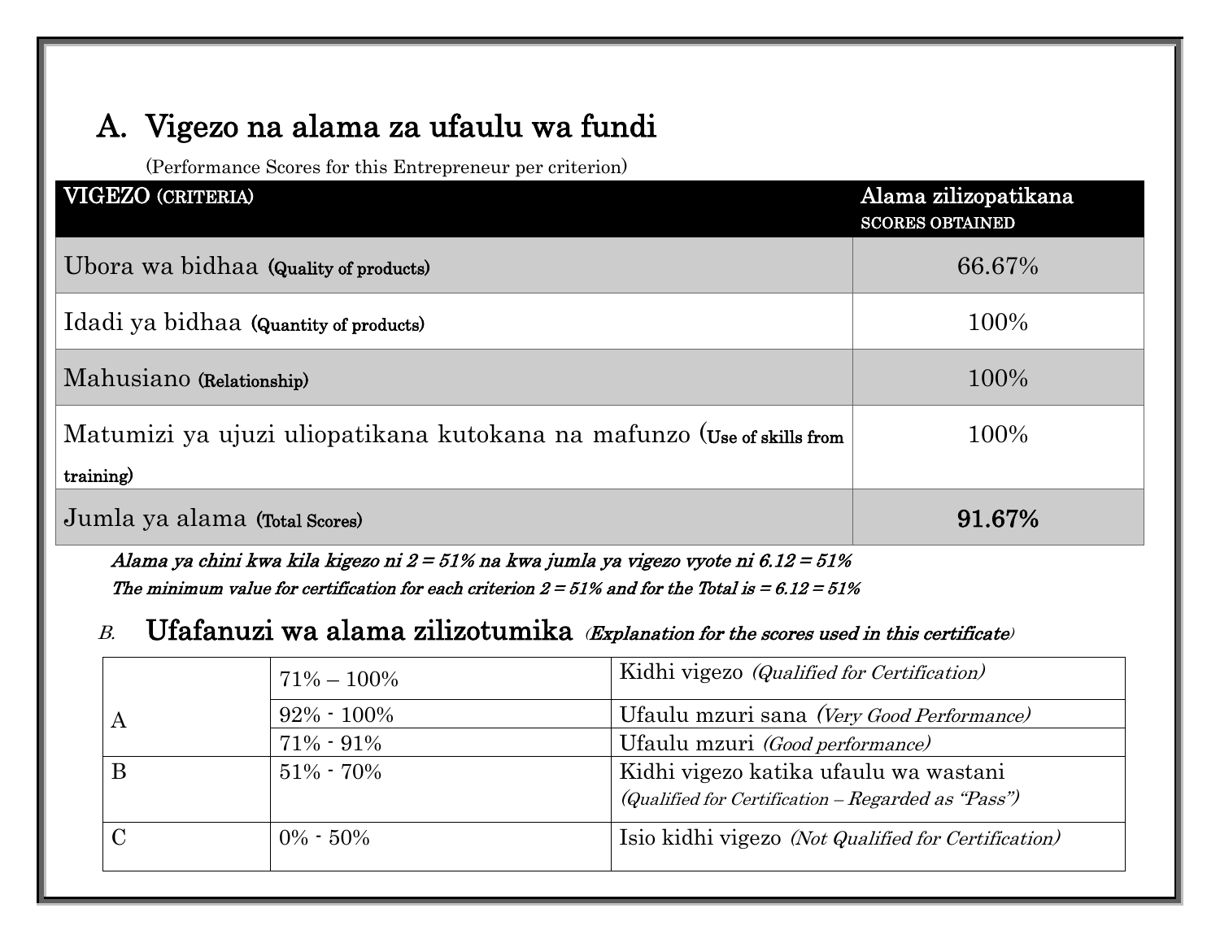## A. Vigezo na alama za ufaulu wa fundi

(Performance Scores for this Entrepreneur per criterion)

| VIGEZO (CRITERIA) | Alama zilizopatikana SCORES OBTAINED |
|---|---|
| Ubora wa bidhaa (Quality of products) | 66.67% |
| Idadi ya bidhaa (Quantity of products) | 100% |
| Mahusiano (Relationship) | 100% |
| Matumizi ya ujuzi uliopatikana kutokana na mafunzo (Use of skills from training) | 100% |
| Jumla ya alama (Total Scores) | **91.67%** |

***Alama ya chini kwa kila kigezo ni 2 = 51% na kwa jumla ya vigezo vyote ni 6.12 = 51%***

***The minimum value for certification for each criterion 2 = 51% and for the Total is = 6.12 = 51%***

## B. Ufafanuzi wa alama zilizotumika *(Explanation for the scores used in this certificate)*

| | | |
|---|---|---|
| A | 71% – 100% | Kidhi vigezo *(Qualified for Certification)* |
| | 92% - 100% | Ufaulu mzuri sana *(Very Good Performance)* |
| | 71% - 91% | Ufaulu mzuri *(Good performance)* |
| B | 51% - 70% | Kidhi vigezo katika ufaulu wa wastani *(Qualified for Certification – Regarded as "Pass")* |
| C | 0% - 50% | Isio kidhi vigezo *(Not Qualified for Certification)* |